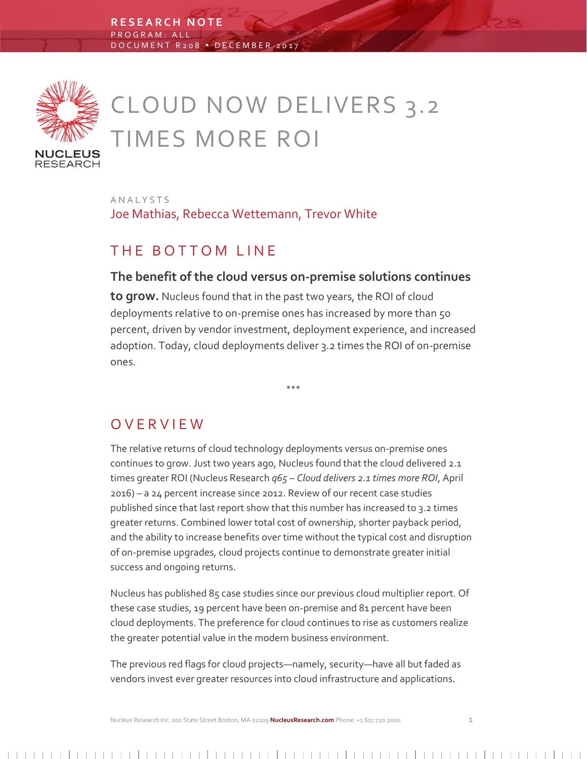RESEARCH NOTE
PROGRAM: ALL
DOCUMENT R208 • DECEMBER 2017

# CLOUD NOW DELIVERS 3.2 TIMES MORE ROI

ANALYSTS
Joe Mathias, Rebecca Wettemann, Trevor White

## THE BOTTOM LINE

**The benefit of the cloud versus on-premise solutions continues to grow.** Nucleus found that in the past two years, the ROI of cloud deployments relative to on-premise ones has increased by more than 50 percent, driven by vendor investment, deployment experience, and increased adoption. Today, cloud deployments deliver 3.2 times the ROI of on-premise ones.

•••

## OVERVIEW

The relative returns of cloud technology deployments versus on-premise ones continues to grow. Just two years ago, Nucleus found that the cloud delivered 2.1 times greater ROI (Nucleus Research *q65 – Cloud delivers 2.1 times more ROI*, April 2016) – a 24 percent increase since 2012. Review of our recent case studies published since that last report show that this number has increased to 3.2 times greater returns. Combined lower total cost of ownership, shorter payback period, and the ability to increase benefits over time without the typical cost and disruption of on-premise upgrades, cloud projects continue to demonstrate greater initial success and ongoing returns.

Nucleus has published 85 case studies since our previous cloud multiplier report. Of these case studies, 19 percent have been on-premise and 81 percent have been cloud deployments. The preference for cloud continues to rise as customers realize the greater potential value in the modern business environment.

The previous red flags for cloud projects—namely, security—have all but faded as vendors invest ever greater resources into cloud infrastructure and applications.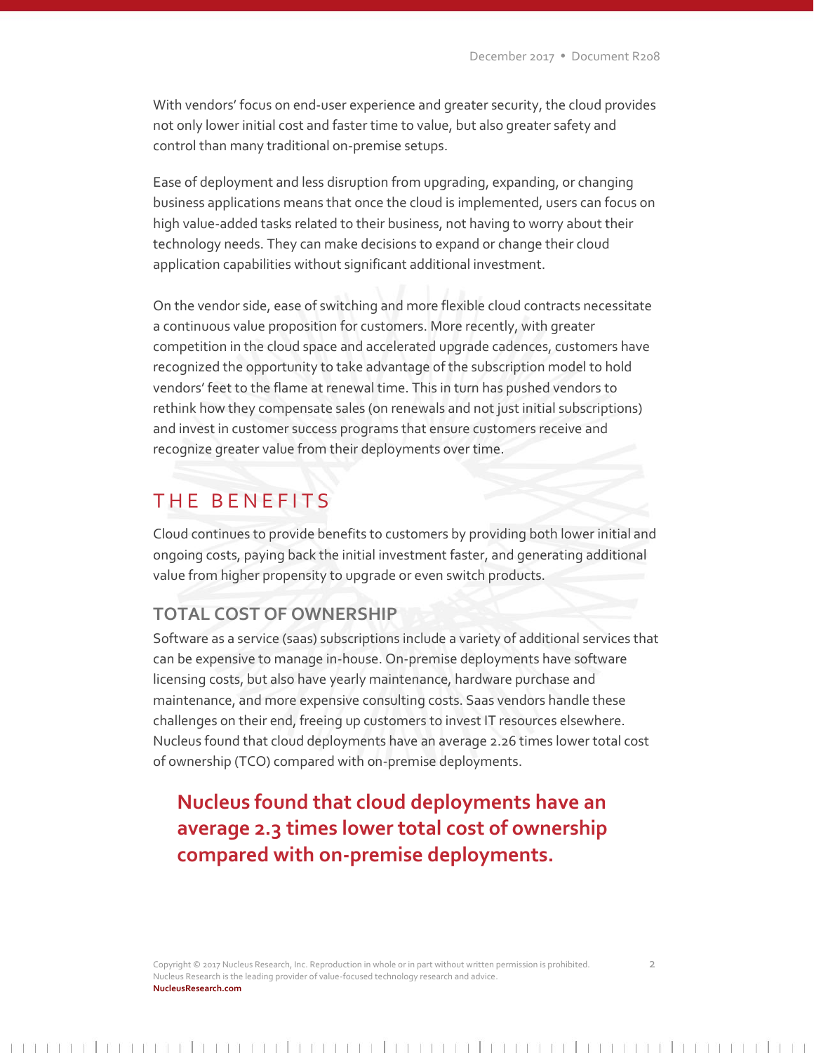With vendors' focus on end-user experience and greater security, the cloud provides not only lower initial cost and faster time to value, but also greater safety and control than many traditional on-premise setups.

Ease of deployment and less disruption from upgrading, expanding, or changing business applications means that once the cloud is implemented, users can focus on high value-added tasks related to their business, not having to worry about their technology needs. They can make decisions to expand or change their cloud application capabilities without significant additional investment.

On the vendor side, ease of switching and more flexible cloud contracts necessitate a continuous value proposition for customers. More recently, with greater competition in the cloud space and accelerated upgrade cadences, customers have recognized the opportunity to take advantage of the subscription model to hold vendors' feet to the flame at renewal time. This in turn has pushed vendors to rethink how they compensate sales (on renewals and not just initial subscriptions) and invest in customer success programs that ensure customers receive and recognize greater value from their deployments over time.

## THE BENEFITS

Cloud continues to provide benefits to customers by providing both lower initial and ongoing costs, paying back the initial investment faster, and generating additional value from higher propensity to upgrade or even switch products.

### TOTAL COST OF OWNERSHIP

Software as a service (saas) subscriptions include a variety of additional services that can be expensive to manage in-house. On-premise deployments have software licensing costs, but also have yearly maintenance, hardware purchase and maintenance, and more expensive consulting costs. Saas vendors handle these challenges on their end, freeing up customers to invest IT resources elsewhere. Nucleus found that cloud deployments have an average 2.26 times lower total cost of ownership (TCO) compared with on-premise deployments.

**Nucleus found that cloud deployments have an average 2.3 times lower total cost of ownership compared with on-premise deployments.**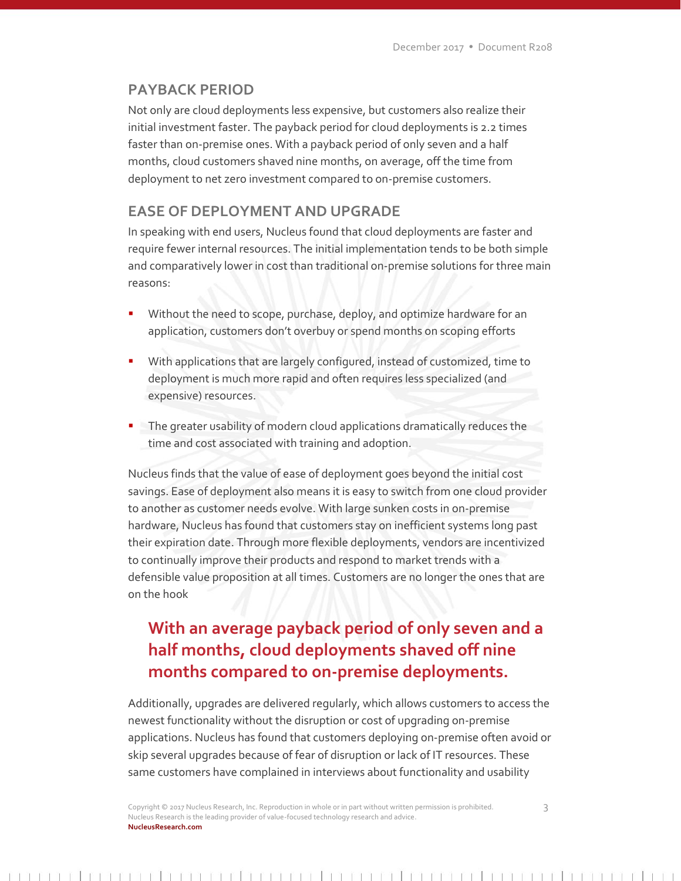## PAYBACK PERIOD

Not only are cloud deployments less expensive, but customers also realize their initial investment faster. The payback period for cloud deployments is 2.2 times faster than on-premise ones. With a payback period of only seven and a half months, cloud customers shaved nine months, on average, off the time from deployment to net zero investment compared to on-premise customers.

## EASE OF DEPLOYMENT AND UPGRADE

In speaking with end users, Nucleus found that cloud deployments are faster and require fewer internal resources. The initial implementation tends to be both simple and comparatively lower in cost than traditional on-premise solutions for three main reasons:

- Without the need to scope, purchase, deploy, and optimize hardware for an application, customers don't overbuy or spend months on scoping efforts
- With applications that are largely configured, instead of customized, time to deployment is much more rapid and often requires less specialized (and expensive) resources.
- The greater usability of modern cloud applications dramatically reduces the time and cost associated with training and adoption.

Nucleus finds that the value of ease of deployment goes beyond the initial cost savings. Ease of deployment also means it is easy to switch from one cloud provider to another as customer needs evolve. With large sunken costs in on-premise hardware, Nucleus has found that customers stay on inefficient systems long past their expiration date. Through more flexible deployments, vendors are incentivized to continually improve their products and respond to market trends with a defensible value proposition at all times. Customers are no longer the ones that are on the hook

**With an average payback period of only seven and a half months, cloud deployments shaved off nine months compared to on-premise deployments.**

Additionally, upgrades are delivered regularly, which allows customers to access the newest functionality without the disruption or cost of upgrading on-premise applications. Nucleus has found that customers deploying on-premise often avoid or skip several upgrades because of fear of disruption or lack of IT resources. These same customers have complained in interviews about functionality and usability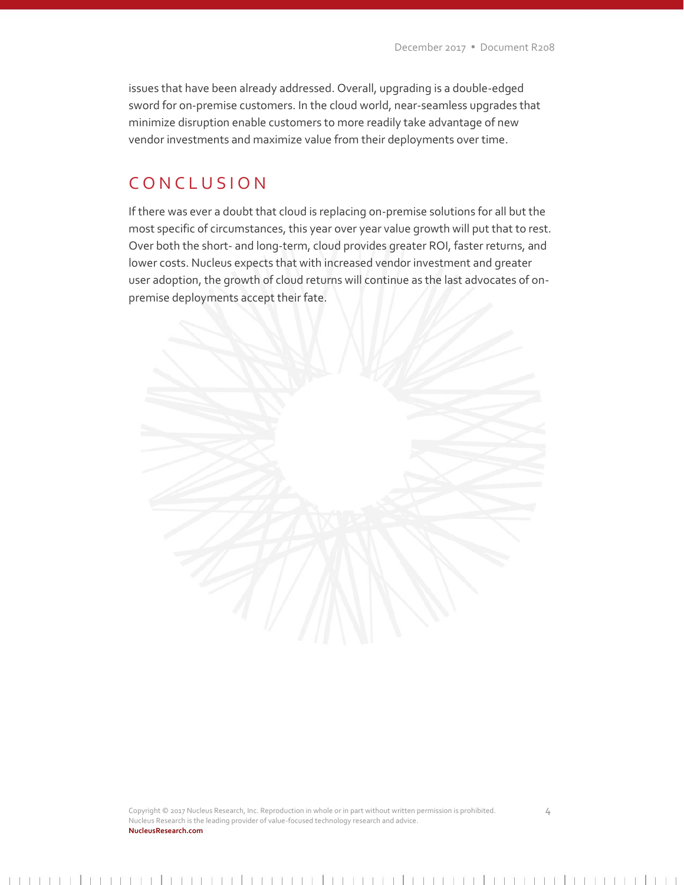issues that have been already addressed. Overall, upgrading is a double-edged sword for on-premise customers. In the cloud world, near-seamless upgrades that minimize disruption enable customers to more readily take advantage of new vendor investments and maximize value from their deployments over time.

## CONCLUSION

If there was ever a doubt that cloud is replacing on-premise solutions for all but the most specific of circumstances, this year over year value growth will put that to rest. Over both the short- and long-term, cloud provides greater ROI, faster returns, and lower costs. Nucleus expects that with increased vendor investment and greater user adoption, the growth of cloud returns will continue as the last advocates of on-premise deployments accept their fate.